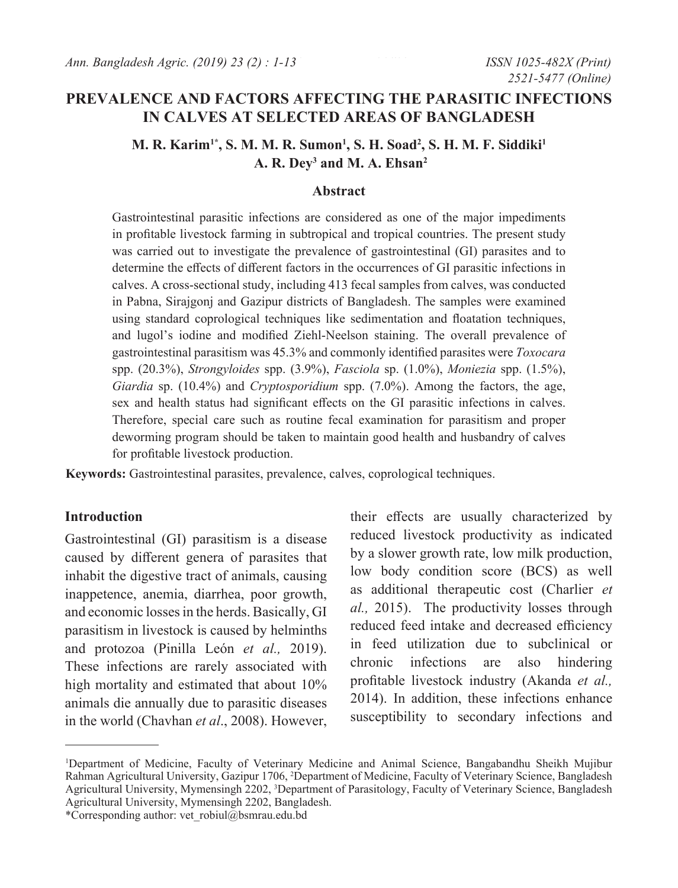# PREVALENCE AND FACTORS AFFECTING THE PARASITIC INFECTIONS IN CALVES AT SELECTED AREAS OF BANGLADESH

**M. R. Karim[1*], S. M. M. R. Sumon[1], S. H. Soad[2], S. H. M. F. Siddiki[1] A. R. Dey[3] and M. A. Ehsan[2]**

## Abstract

Gastrointestinal parasitic infections are considered as one of the major impediments in profitable livestock farming in subtropical and tropical countries. The present study was carried out to investigate the prevalence of gastrointestinal (GI) parasites and to determine the effects of different factors in the occurrences of GI parasitic infections in calves. A cross-sectional study, including 413 fecal samples from calves, was conducted in Pabna, Sirajgonj and Gazipur districts of Bangladesh. The samples were examined using standard coprological techniques like sedimentation and floatation techniques, and lugol's iodine and modified Ziehl-Neelson staining. The overall prevalence of gastrointestinal parasitism was 45.3% and commonly identified parasites were *Toxocara* spp. (20.3%), *Strongyloides* spp. (3.9%), *Fasciola* sp. (1.0%), *Moniezia* spp. (1.5%), *Giardia* sp. (10.4%) and *Cryptosporidium* spp. (7.0%). Among the factors, the age, sex and health status had significant effects on the GI parasitic infections in calves. Therefore, special care such as routine fecal examination for parasitism and proper deworming program should be taken to maintain good health and husbandry of calves for profitable livestock production.

**Keywords:** Gastrointestinal parasites, prevalence, calves, coprological techniques.

## Introduction

Gastrointestinal (GI) parasitism is a disease caused by different genera of parasites that inhabit the digestive tract of animals, causing inappetence, anemia, diarrhea, poor growth, and economic losses in the herds. Basically, GI parasitism in livestock is caused by helminths and protozoa (Pinilla León *et al.,* 2019). These infections are rarely associated with high mortality and estimated that about 10% animals die annually due to parasitic diseases in the world (Chavhan *et al*., 2008). However, their effects are usually characterized by reduced livestock productivity as indicated by a slower growth rate, low milk production, low body condition score (BCS) as well as additional therapeutic cost (Charlier *et al.,* 2015). The productivity losses through reduced feed intake and decreased efficiency in feed utilization due to subclinical or chronic infections are also hindering profitable livestock industry (Akanda *et al.,* 2014). In addition, these infections enhance susceptibility to secondary infections and

---

[1]Department of Medicine, Faculty of Veterinary Medicine and Animal Science, Bangabandhu Sheikh Mujibur Rahman Agricultural University, Gazipur 1706, [2]Department of Medicine, Faculty of Veterinary Science, Bangladesh Agricultural University, Mymensingh 2202, [3]Department of Parasitology, Faculty of Veterinary Science, Bangladesh Agricultural University, Mymensingh 2202, Bangladesh.

*Corresponding author: vet_robiul@bsmrau.edu.bd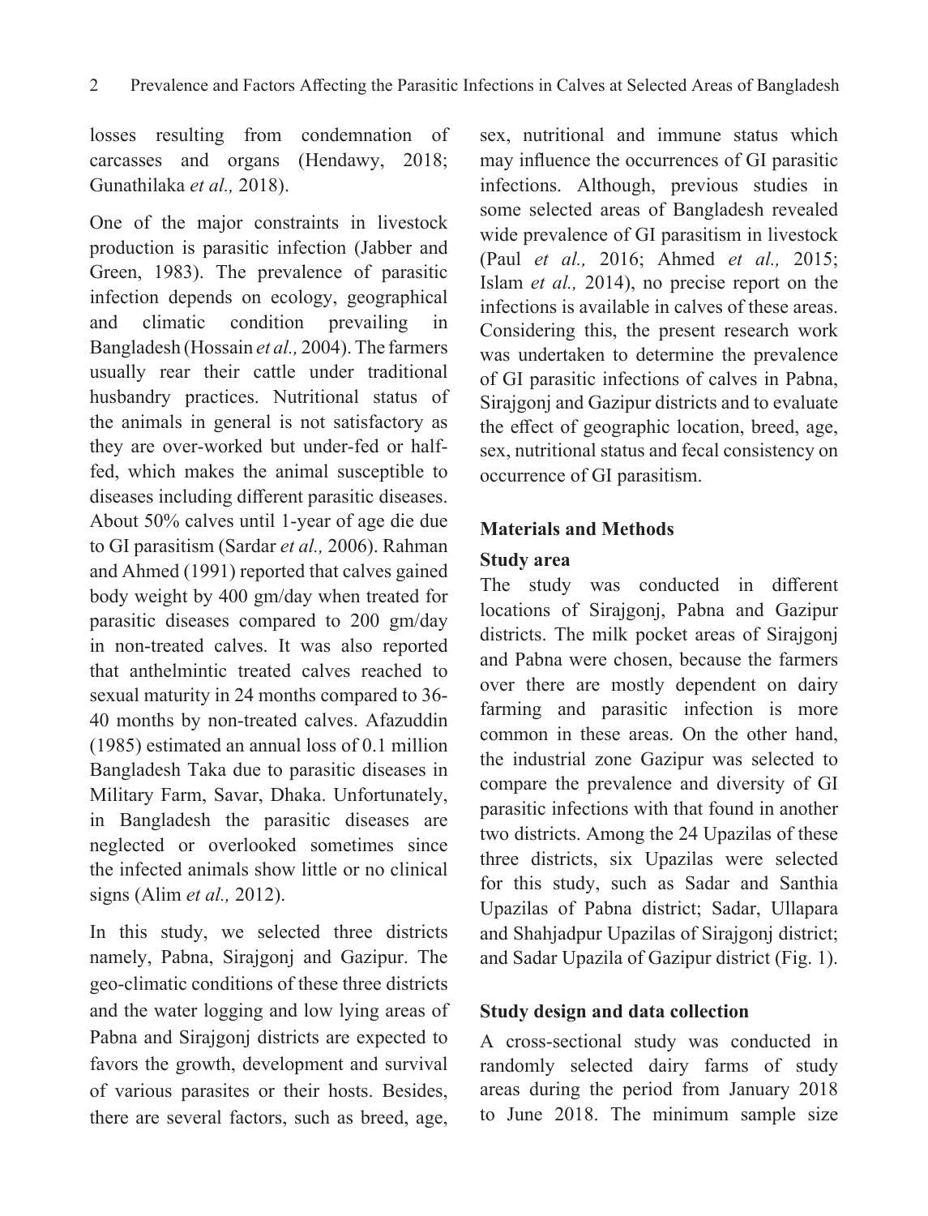losses resulting from condemnation of carcasses and organs (Hendawy, 2018; Gunathilaka *et al.,* 2018).

One of the major constraints in livestock production is parasitic infection (Jabber and Green, 1983). The prevalence of parasitic infection depends on ecology, geographical and climatic condition prevailing in Bangladesh (Hossain *et al.,* 2004). The farmers usually rear their cattle under traditional husbandry practices. Nutritional status of the animals in general is not satisfactory as they are over-worked but under-fed or half-fed, which makes the animal susceptible to diseases including different parasitic diseases. About 50% calves until 1-year of age die due to GI parasitism (Sardar *et al.,* 2006). Rahman and Ahmed (1991) reported that calves gained body weight by 400 gm/day when treated for parasitic diseases compared to 200 gm/day in non-treated calves. It was also reported that anthelmintic treated calves reached to sexual maturity in 24 months compared to 36-40 months by non-treated calves. Afazuddin (1985) estimated an annual loss of 0.1 million Bangladesh Taka due to parasitic diseases in Military Farm, Savar, Dhaka. Unfortunately, in Bangladesh the parasitic diseases are neglected or overlooked sometimes since the infected animals show little or no clinical signs (Alim *et al.,* 2012).

In this study, we selected three districts namely, Pabna, Sirajgonj and Gazipur. The geo-climatic conditions of these three districts and the water logging and low lying areas of Pabna and Sirajgonj districts are expected to favors the growth, development and survival of various parasites or their hosts. Besides, there are several factors, such as breed, age, sex, nutritional and immune status which may influence the occurrences of GI parasitic infections. Although, previous studies in some selected areas of Bangladesh revealed wide prevalence of GI parasitism in livestock (Paul *et al.,* 2016; Ahmed *et al.,* 2015; Islam *et al.,* 2014), no precise report on the infections is available in calves of these areas. Considering this, the present research work was undertaken to determine the prevalence of GI parasitic infections of calves in Pabna, Sirajgonj and Gazipur districts and to evaluate the effect of geographic location, breed, age, sex, nutritional status and fecal consistency on occurrence of GI parasitism.

## Materials and Methods

### Study area

The study was conducted in different locations of Sirajgonj, Pabna and Gazipur districts. The milk pocket areas of Sirajgonj and Pabna were chosen, because the farmers over there are mostly dependent on dairy farming and parasitic infection is more common in these areas. On the other hand, the industrial zone Gazipur was selected to compare the prevalence and diversity of GI parasitic infections with that found in another two districts. Among the 24 Upazilas of these three districts, six Upazilas were selected for this study, such as Sadar and Santhia Upazilas of Pabna district; Sadar, Ullapara and Shahjadpur Upazilas of Sirajgonj district; and Sadar Upazila of Gazipur district (Fig. 1).

### Study design and data collection

A cross-sectional study was conducted in randomly selected dairy farms of study areas during the period from January 2018 to June 2018. The minimum sample size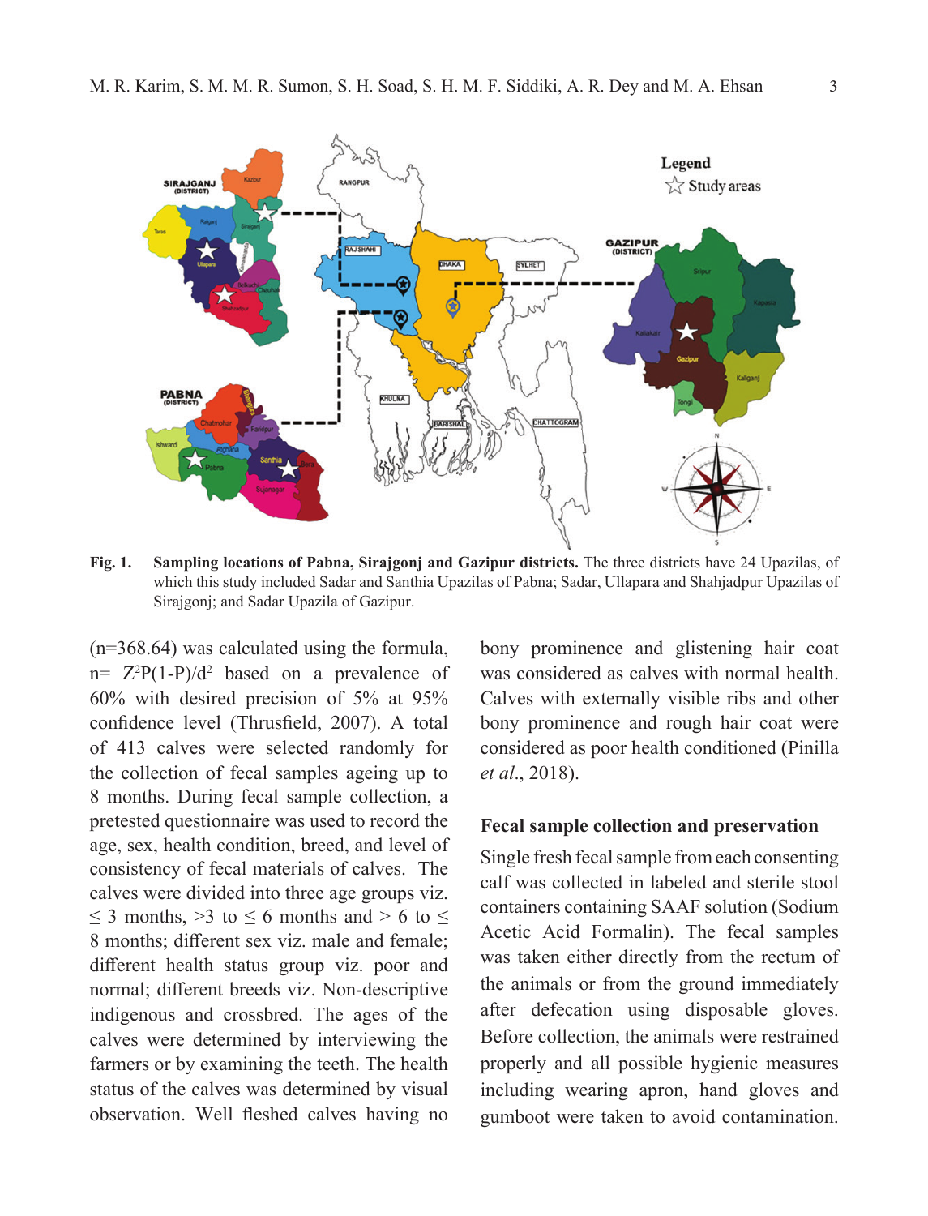**Fig. 1. Sampling locations of Pabna, Sirajgonj and Gazipur districts.** The three districts have 24 Upazilas, of which this study included Sadar and Santhia Upazilas of Pabna; Sadar, Ullapara and Shahjadpur Upazilas of Sirajgonj; and Sadar Upazila of Gazipur.

(n=368.64) was calculated using the formula, $n= Z^2P(1-P)/d^2$ based on a prevalence of 60% with desired precision of 5% at 95% confidence level (Thrusfield, 2007). A total of 413 calves were selected randomly for the collection of fecal samples ageing up to 8 months. During fecal sample collection, a pretested questionnaire was used to record the age, sex, health condition, breed, and level of consistency of fecal materials of calves. The calves were divided into three age groups viz. ≤ 3 months, >3 to ≤ 6 months and > 6 to ≤ 8 months; different sex viz. male and female; different health status group viz. poor and normal; different breeds viz. Non-descriptive indigenous and crossbred. The ages of the calves were determined by interviewing the farmers or by examining the teeth. The health status of the calves was determined by visual observation. Well fleshed calves having no bony prominence and glistening hair coat was considered as calves with normal health. Calves with externally visible ribs and other bony prominence and rough hair coat were considered as poor health conditioned (Pinilla *et al*., 2018).

### Fecal sample collection and preservation

Single fresh fecal sample from each consenting calf was collected in labeled and sterile stool containers containing SAAF solution (Sodium Acetic Acid Formalin). The fecal samples was taken either directly from the rectum of the animals or from the ground immediately after defecation using disposable gloves. Before collection, the animals were restrained properly and all possible hygienic measures including wearing apron, hand gloves and gumboot were taken to avoid contamination.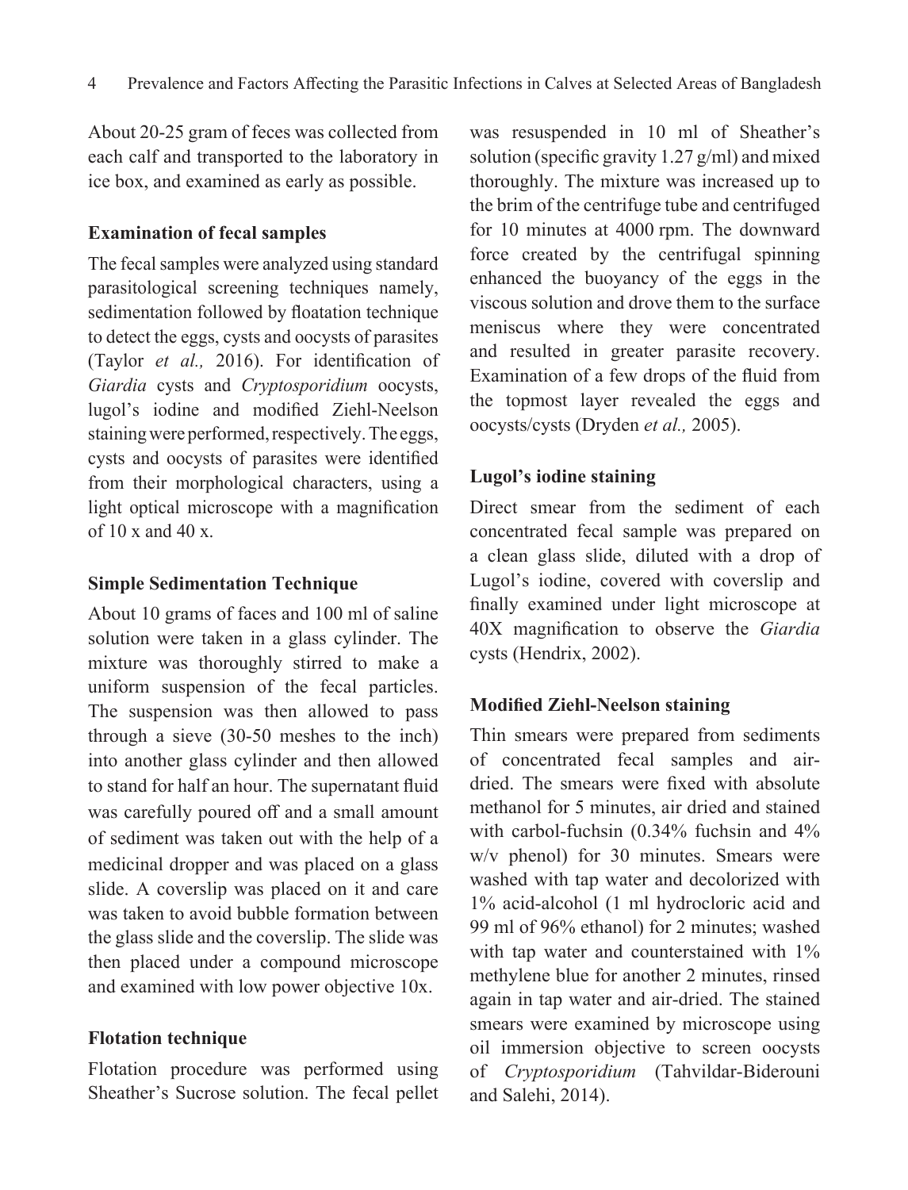About 20-25 gram of feces was collected from each calf and transported to the laboratory in ice box, and examined as early as possible.

**Examination of fecal samples**

The fecal samples were analyzed using standard parasitological screening techniques namely, sedimentation followed by floatation technique to detect the eggs, cysts and oocysts of parasites (Taylor *et al.,* 2016). For identification of *Giardia* cysts and *Cryptosporidium* oocysts, lugol's iodine and modified Ziehl-Neelson staining were performed, respectively. The eggs, cysts and oocysts of parasites were identified from their morphological characters, using a light optical microscope with a magnification of 10 x and 40 x.

**Simple Sedimentation Technique**

About 10 grams of faces and 100 ml of saline solution were taken in a glass cylinder. The mixture was thoroughly stirred to make a uniform suspension of the fecal particles. The suspension was then allowed to pass through a sieve (30-50 meshes to the inch) into another glass cylinder and then allowed to stand for half an hour. The supernatant fluid was carefully poured off and a small amount of sediment was taken out with the help of a medicinal dropper and was placed on a glass slide. A coverslip was placed on it and care was taken to avoid bubble formation between the glass slide and the coverslip. The slide was then placed under a compound microscope and examined with low power objective 10x.

**Flotation technique**

Flotation procedure was performed using Sheather's Sucrose solution. The fecal pellet was resuspended in 10 ml of Sheather's solution (specific gravity 1.27 g/ml) and mixed thoroughly. The mixture was increased up to the brim of the centrifuge tube and centrifuged for 10 minutes at 4000 rpm. The downward force created by the centrifugal spinning enhanced the buoyancy of the eggs in the viscous solution and drove them to the surface meniscus where they were concentrated and resulted in greater parasite recovery. Examination of a few drops of the fluid from the topmost layer revealed the eggs and oocysts/cysts (Dryden *et al.,* 2005).

**Lugol's iodine staining**

Direct smear from the sediment of each concentrated fecal sample was prepared on a clean glass slide, diluted with a drop of Lugol's iodine, covered with coverslip and finally examined under light microscope at 40X magnification to observe the *Giardia* cysts (Hendrix, 2002).

**Modified Ziehl-Neelson staining**

Thin smears were prepared from sediments of concentrated fecal samples and air-dried. The smears were fixed with absolute methanol for 5 minutes, air dried and stained with carbol-fuchsin (0.34% fuchsin and 4% w/v phenol) for 30 minutes. Smears were washed with tap water and decolorized with 1% acid-alcohol (1 ml hydrocloric acid and 99 ml of 96% ethanol) for 2 minutes; washed with tap water and counterstained with 1% methylene blue for another 2 minutes, rinsed again in tap water and air-dried. The stained smears were examined by microscope using oil immersion objective to screen oocysts of *Cryptosporidium* (Tahvildar-Biderouni and Salehi, 2014).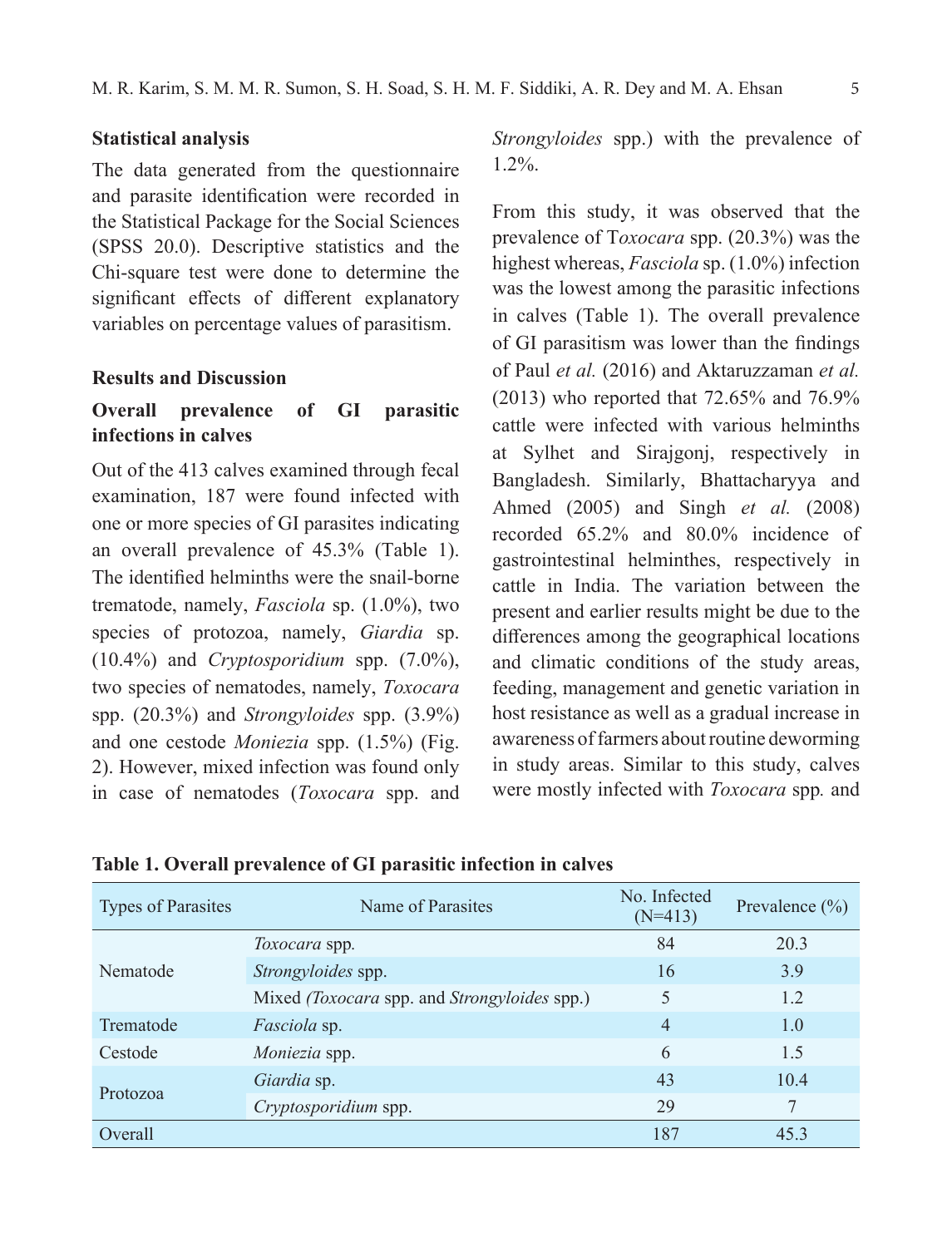### Statistical analysis

The data generated from the questionnaire and parasite identification were recorded in the Statistical Package for the Social Sciences (SPSS 20.0). Descriptive statistics and the Chi-square test were done to determine the significant effects of different explanatory variables on percentage values of parasitism.

## Results and Discussion

### Overall prevalence of GI parasitic infections in calves

Out of the 413 calves examined through fecal examination, 187 were found infected with one or more species of GI parasites indicating an overall prevalence of 45.3% (Table 1). The identified helminths were the snail-borne trematode, namely, *Fasciola* sp. (1.0%), two species of protozoa, namely, *Giardia* sp. (10.4%) and *Cryptosporidium* spp. (7.0%), two species of nematodes, namely, *Toxocara* spp. (20.3%) and *Strongyloides* spp. (3.9%) and one cestode *Moniezia* spp. (1.5%) (Fig. 2). However, mixed infection was found only in case of nematodes (*Toxocara* spp. and *Strongyloides* spp.) with the prevalence of 1.2%.

From this study, it was observed that the prevalence of T*oxocara* spp. (20.3%) was the highest whereas, *Fasciola* sp. (1.0%) infection was the lowest among the parasitic infections in calves (Table 1). The overall prevalence of GI parasitism was lower than the findings of Paul *et al.* (2016) and Aktaruzzaman *et al.* (2013) who reported that 72.65% and 76.9% cattle were infected with various helminths at Sylhet and Sirajgonj, respectively in Bangladesh. Similarly, Bhattacharyya and Ahmed (2005) and Singh *et al.* (2008) recorded 65.2% and 80.0% incidence of gastrointestinal helminthes, respectively in cattle in India. The variation between the present and earlier results might be due to the differences among the geographical locations and climatic conditions of the study areas, feeding, management and genetic variation in host resistance as well as a gradual increase in awareness of farmers about routine deworming in study areas. Similar to this study, calves were mostly infected with *Toxocara* spp. and

**Table 1. Overall prevalence of GI parasitic infection in calves**

| Types of Parasites | Name of Parasites | No. Infected (N=413) | Prevalence (%) |
|---|---|---|---|
| Nematode | *Toxocara* spp. | 84 | 20.3 |
| | *Strongyloides* spp. | 16 | 3.9 |
| | Mixed (*Toxocara* spp. and *Strongyloides* spp.) | 5 | 1.2 |
| Trematode | *Fasciola* sp. | 4 | 1.0 |
| Cestode | *Moniezia* spp. | 6 | 1.5 |
| Protozoa | *Giardia* sp. | 43 | 10.4 |
| | *Cryptosporidium* spp. | 29 | 7 |
| Overall | | 187 | 45.3 |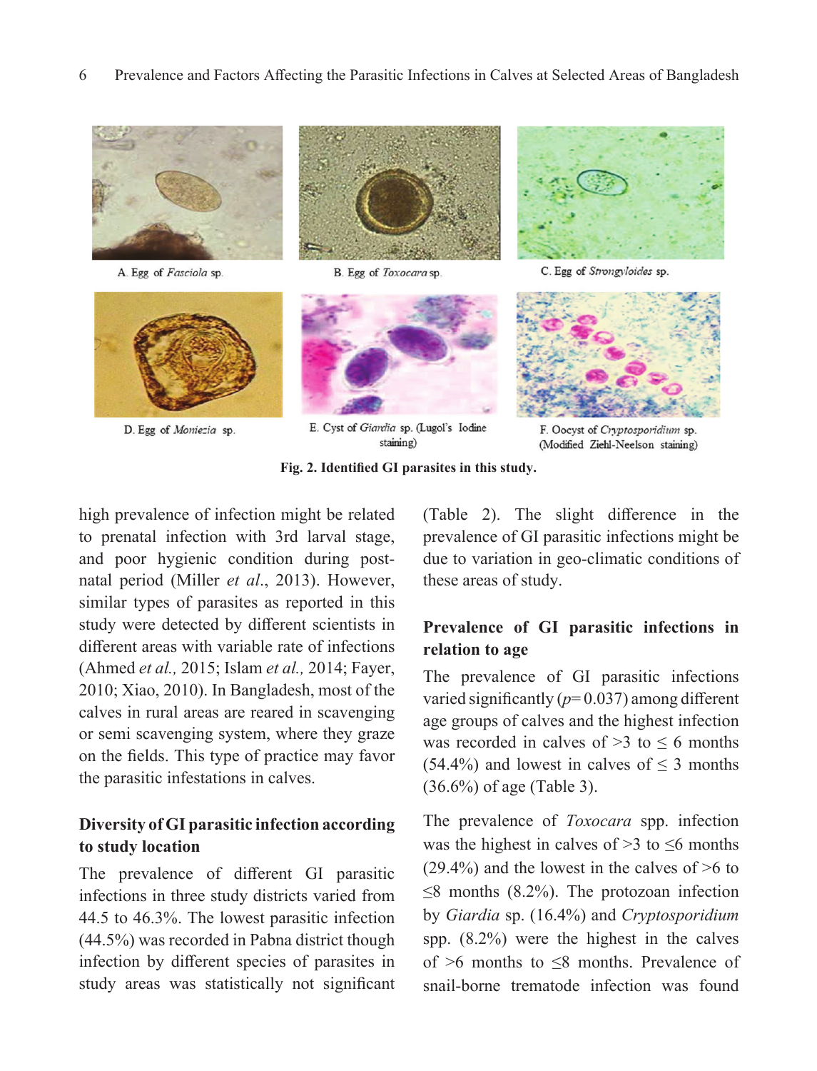A. Egg of *Fasciola* sp.

B. Egg of *Toxocara* sp.

C. Egg of *Strongyloides* sp.

D. Egg of *Moniezia* sp.

E. Cyst of *Giardia* sp. (Lugol's Iodine staining)

F. Oocyst of *Cryptosporidium* sp. (Modified Ziehl-Neelson staining)

**Fig. 2. Identified GI parasites in this study.**

high prevalence of infection might be related to prenatal infection with 3rd larval stage, and poor hygienic condition during post-natal period (Miller *et al*., 2013). However, similar types of parasites as reported in this study were detected by different scientists in different areas with variable rate of infections (Ahmed *et al.,* 2015; Islam *et al.,* 2014; Fayer, 2010; Xiao, 2010). In Bangladesh, most of the calves in rural areas are reared in scavenging or semi scavenging system, where they graze on the fields. This type of practice may favor the parasitic infestations in calves.

**Diversity of GI parasitic infection according to study location**

The prevalence of different GI parasitic infections in three study districts varied from 44.5 to 46.3%. The lowest parasitic infection (44.5%) was recorded in Pabna district though infection by different species of parasites in study areas was statistically not significant (Table 2). The slight difference in the prevalence of GI parasitic infections might be due to variation in geo-climatic conditions of these areas of study.

**Prevalence of GI parasitic infections in relation to age**

The prevalence of GI parasitic infections varied significantly ($p$= 0.037) among different age groups of calves and the highest infection was recorded in calves of >3 to ≤ 6 months (54.4%) and lowest in calves of ≤ 3 months (36.6%) of age (Table 3).

The prevalence of *Toxocara* spp. infection was the highest in calves of >3 to ≤6 months (29.4%) and the lowest in the calves of >6 to ≤8 months (8.2%). The protozoan infection by *Giardia* sp. (16.4%) and *Cryptosporidium* spp. (8.2%) were the highest in the calves of >6 months to ≤8 months. Prevalence of snail-borne trematode infection was found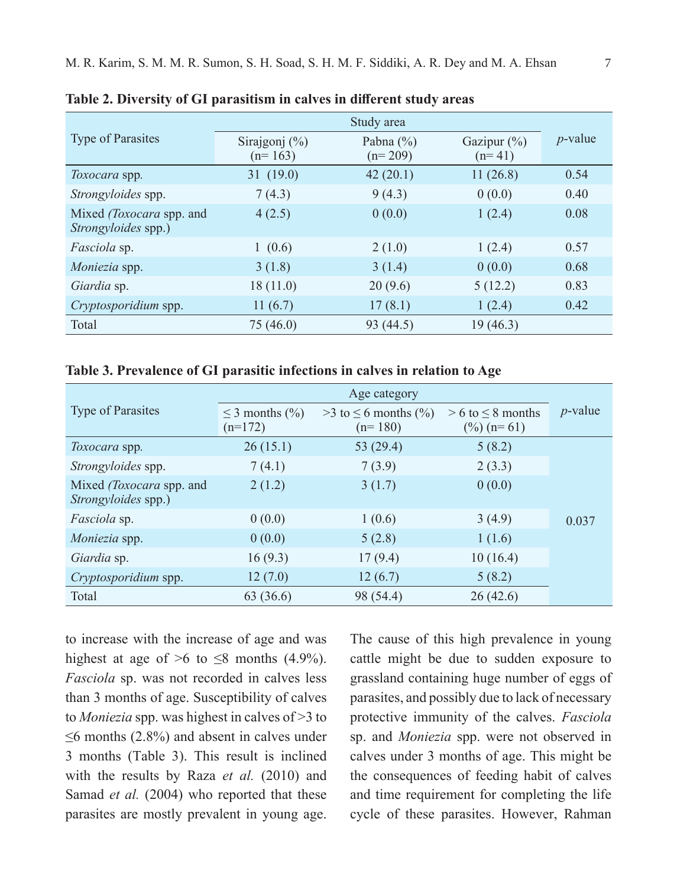**Table 2. Diversity of GI parasitism in calves in different study areas**

| Type of Parasites | Study area | | | *p*-value |
|---|---|---|---|---|
| | Sirajgonj (%) (n= 163) | Pabna (%) (n= 209) | Gazipur (%) (n= 41) | |
| *Toxocara* spp. | 31 (19.0) | 42 (20.1) | 11 (26.8) | 0.54 |
| *Strongyloides* spp. | 7 (4.3) | 9 (4.3) | 0 (0.0) | 0.40 |
| Mixed (*Toxocara* spp. and *Strongyloides* spp.) | 4 (2.5) | 0 (0.0) | 1 (2.4) | 0.08 |
| *Fasciola* sp. | 1 (0.6) | 2 (1.0) | 1 (2.4) | 0.57 |
| *Moniezia* spp. | 3 (1.8) | 3 (1.4) | 0 (0.0) | 0.68 |
| *Giardia* sp. | 18 (11.0) | 20 (9.6) | 5 (12.2) | 0.83 |
| *Cryptosporidium* spp. | 11 (6.7) | 17 (8.1) | 1 (2.4) | 0.42 |
| Total | 75 (46.0) | 93 (44.5) | 19 (46.3) | |

**Table 3. Prevalence of GI parasitic infections in calves in relation to Age**

| Type of Parasites | Age category | | | *p*-value |
|---|---|---|---|---|
| | ≤ 3 months (%) (n=172) | >3 to ≤ 6 months (%) (n= 180) | > 6 to ≤ 8 months (%) (n= 61) | |
| *Toxocara* spp. | 26 (15.1) | 53 (29.4) | 5 (8.2) | 0.037 |
| *Strongyloides* spp. | 7 (4.1) | 7 (3.9) | 2 (3.3) | |
| Mixed (*Toxocara* spp. and *Strongyloides* spp.) | 2 (1.2) | 3 (1.7) | 0 (0.0) | |
| *Fasciola* sp. | 0 (0.0) | 1 (0.6) | 3 (4.9) | |
| *Moniezia* spp. | 0 (0.0) | 5 (2.8) | 1 (1.6) | |
| *Giardia* sp. | 16 (9.3) | 17 (9.4) | 10 (16.4) | |
| *Cryptosporidium* spp. | 12 (7.0) | 12 (6.7) | 5 (8.2) | |
| Total | 63 (36.6) | 98 (54.4) | 26 (42.6) | |

to increase with the increase of age and was highest at age of >6 to ≤8 months (4.9%). *Fasciola* sp. was not recorded in calves less than 3 months of age. Susceptibility of calves to *Moniezia* spp. was highest in calves of >3 to ≤6 months (2.8%) and absent in calves under 3 months (Table 3). This result is inclined with the results by Raza *et al.* (2010) and Samad *et al.* (2004) who reported that these parasites are mostly prevalent in young age. The cause of this high prevalence in young cattle might be due to sudden exposure to grassland containing huge number of eggs of parasites, and possibly due to lack of necessary protective immunity of the calves. *Fasciola* sp. and *Moniezia* spp. were not observed in calves under 3 months of age. This might be the consequences of feeding habit of calves and time requirement for completing the life cycle of these parasites. However, Rahman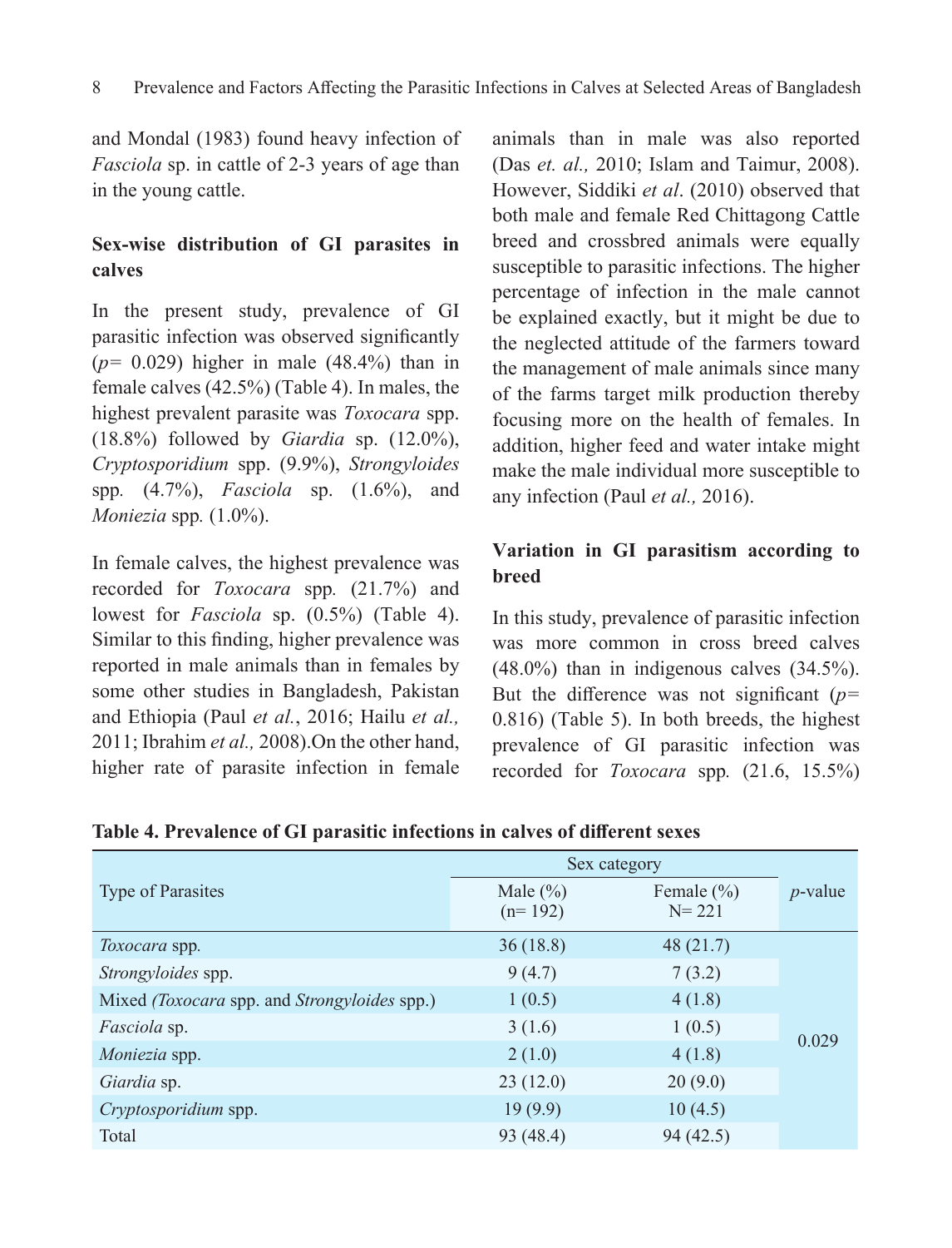and Mondal (1983) found heavy infection of *Fasciola* sp. in cattle of 2-3 years of age than in the young cattle.

### Sex-wise distribution of GI parasites in calves

In the present study, prevalence of GI parasitic infection was observed significantly ($p$= 0.029) higher in male (48.4%) than in female calves (42.5%) (Table 4). In males, the highest prevalent parasite was *Toxocara* spp. (18.8%) followed by *Giardia* sp. (12.0%), *Cryptosporidium* spp. (9.9%), *Strongyloides* spp. (4.7%), *Fasciola* sp. (1.6%), and *Moniezia* spp. (1.0%).

In female calves, the highest prevalence was recorded for *Toxocara* spp. (21.7%) and lowest for *Fasciola* sp. (0.5%) (Table 4). Similar to this finding, higher prevalence was reported in male animals than in females by some other studies in Bangladesh, Pakistan and Ethiopia (Paul *et al.*, 2016; Hailu *et al.,* 2011; Ibrahim *et al.,* 2008).On the other hand, higher rate of parasite infection in female animals than in male was also reported (Das *et. al.,* 2010; Islam and Taimur, 2008). However, Siddiki *et al*. (2010) observed that both male and female Red Chittagong Cattle breed and crossbred animals were equally susceptible to parasitic infections. The higher percentage of infection in the male cannot be explained exactly, but it might be due to the neglected attitude of the farmers toward the management of male animals since many of the farms target milk production thereby focusing more on the health of females. In addition, higher feed and water intake might make the male individual more susceptible to any infection (Paul *et al.,* 2016).

### Variation in GI parasitism according to breed

In this study, prevalence of parasitic infection was more common in cross breed calves (48.0%) than in indigenous calves (34.5%). But the difference was not significant ($p$= 0.816) (Table 5). In both breeds, the highest prevalence of GI parasitic infection was recorded for *Toxocara* spp. (21.6, 15.5%)

**Table 4. Prevalence of GI parasitic infections in calves of different sexes**

| Type of Parasites | Sex category | | $p$-value |
|---|---|---|---|
| | Male (%) (n= 192) | Female (%) N= 221 | |
| *Toxocara* spp. | 36 (18.8) | 48 (21.7) | 0.029 |
| *Strongyloides* spp. | 9 (4.7) | 7 (3.2) | |
| Mixed *(Toxocara* spp. and *Strongyloides* spp.) | 1 (0.5) | 4 (1.8) | |
| *Fasciola* sp. | 3 (1.6) | 1 (0.5) | |
| *Moniezia* spp. | 2 (1.0) | 4 (1.8) | |
| *Giardia* sp. | 23 (12.0) | 20 (9.0) | |
| *Cryptosporidium* spp. | 19 (9.9) | 10 (4.5) | |
| Total | 93 (48.4) | 94 (42.5) | |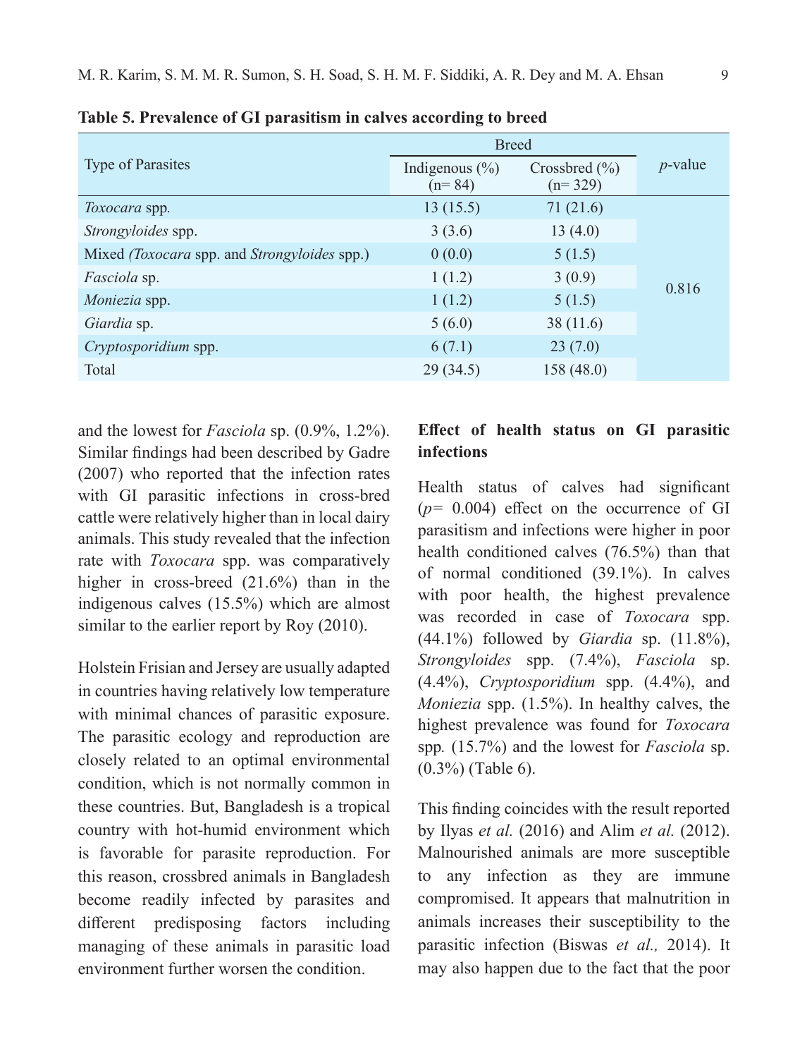**Table 5. Prevalence of GI parasitism in calves according to breed**

| Type of Parasites | Breed | | $p$-value |
|---|---|---|---|
| | Indigenous (%) (n= 84) | Crossbred (%) (n= 329) | |
| *Toxocara* spp. | 13 (15.5) | 71 (21.6) | 0.816 |
| *Strongyloides* spp. | 3 (3.6) | 13 (4.0) | |
| Mixed *(Toxocara* spp. and *Strongyloides* spp.) | 0 (0.0) | 5 (1.5) | |
| *Fasciola* sp. | 1 (1.2) | 3 (0.9) | |
| *Moniezia* spp. | 1 (1.2) | 5 (1.5) | |
| *Giardia* sp. | 5 (6.0) | 38 (11.6) | |
| *Cryptosporidium* spp. | 6 (7.1) | 23 (7.0) | |
| Total | 29 (34.5) | 158 (48.0) | |

and the lowest for *Fasciola* sp. (0.9%, 1.2%). Similar findings had been described by Gadre (2007) who reported that the infection rates with GI parasitic infections in cross-bred cattle were relatively higher than in local dairy animals. This study revealed that the infection rate with *Toxocara* spp. was comparatively higher in cross-breed (21.6%) than in the indigenous calves (15.5%) which are almost similar to the earlier report by Roy (2010).

Holstein Frisian and Jersey are usually adapted in countries having relatively low temperature with minimal chances of parasitic exposure. The parasitic ecology and reproduction are closely related to an optimal environmental condition, which is not normally common in these countries. But, Bangladesh is a tropical country with hot-humid environment which is favorable for parasite reproduction. For this reason, crossbred animals in Bangladesh become readily infected by parasites and different predisposing factors including managing of these animals in parasitic load environment further worsen the condition.

**Effect of health status on GI parasitic infections**

Health status of calves had significant ($p$= 0.004) effect on the occurrence of GI parasitism and infections were higher in poor health conditioned calves (76.5%) than that of normal conditioned (39.1%). In calves with poor health, the highest prevalence was recorded in case of *Toxocara* spp. (44.1%) followed by *Giardia* sp. (11.8%), *Strongyloides* spp. (7.4%), *Fasciola* sp. (4.4%), *Cryptosporidium* spp. (4.4%), and *Moniezia* spp. (1.5%). In healthy calves, the highest prevalence was found for *Toxocara* spp*.* (15.7%) and the lowest for *Fasciola* sp. (0.3%) (Table 6).

This finding coincides with the result reported by Ilyas *et al.* (2016) and Alim *et al.* (2012). Malnourished animals are more susceptible to any infection as they are immune compromised. It appears that malnutrition in animals increases their susceptibility to the parasitic infection (Biswas *et al.,* 2014). It may also happen due to the fact that the poor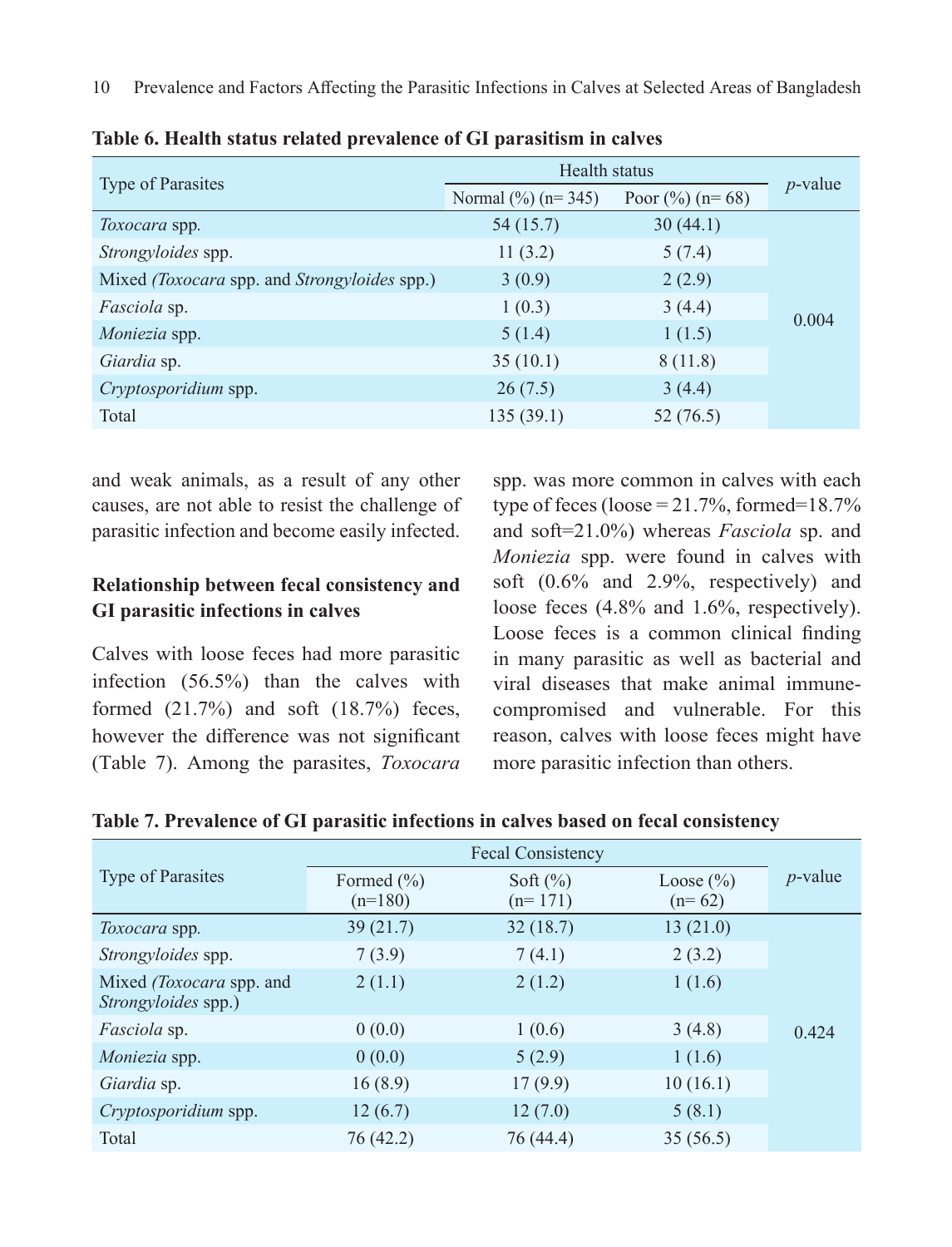**Table 6. Health status related prevalence of GI parasitism in calves**

| Type of Parasites | Health status | | *p*-value |
|---|---|---|---|
| | Normal (%) (n= 345) | Poor (%) (n= 68) | |
| *Toxocara* spp. | 54 (15.7) | 30 (44.1) | 0.004 |
| *Strongyloides* spp. | 11 (3.2) | 5 (7.4) | |
| Mixed *(Toxocara* spp. and *Strongyloides* spp.) | 3 (0.9) | 2 (2.9) | |
| *Fasciola* sp. | 1 (0.3) | 3 (4.4) | |
| *Moniezia* spp. | 5 (1.4) | 1 (1.5) | |
| *Giardia* sp. | 35 (10.1) | 8 (11.8) | |
| *Cryptosporidium* spp. | 26 (7.5) | 3 (4.4) | |
| Total | 135 (39.1) | 52 (76.5) | |

and weak animals, as a result of any other causes, are not able to resist the challenge of parasitic infection and become easily infected.

**Relationship between fecal consistency and GI parasitic infections in calves**

Calves with loose feces had more parasitic infection (56.5%) than the calves with formed (21.7%) and soft (18.7%) feces, however the difference was not significant (Table 7). Among the parasites, *Toxocara* spp. was more common in calves with each type of feces (loose = 21.7%, formed=18.7% and soft=21.0%) whereas *Fasciola* sp. and *Moniezia* spp. were found in calves with soft (0.6% and 2.9%, respectively) and loose feces (4.8% and 1.6%, respectively). Loose feces is a common clinical finding in many parasitic as well as bacterial and viral diseases that make animal immune-compromised and vulnerable. For this reason, calves with loose feces might have more parasitic infection than others.

**Table 7. Prevalence of GI parasitic infections in calves based on fecal consistency**

| Type of Parasites | Fecal Consistency | | | *p*-value |
|---|---|---|---|---|
| | Formed (%) (n=180) | Soft (%) (n= 171) | Loose (%) (n= 62) | |
| *Toxocara* spp. | 39 (21.7) | 32 (18.7) | 13 (21.0) | 0.424 |
| *Strongyloides* spp. | 7 (3.9) | 7 (4.1) | 2 (3.2) | |
| Mixed *(Toxocara* spp. and *Strongyloides* spp.) | 2 (1.1) | 2 (1.2) | 1 (1.6) | |
| *Fasciola* sp. | 0 (0.0) | 1 (0.6) | 3 (4.8) | |
| *Moniezia* spp. | 0 (0.0) | 5 (2.9) | 1 (1.6) | |
| *Giardia* sp. | 16 (8.9) | 17 (9.9) | 10 (16.1) | |
| *Cryptosporidium* spp. | 12 (6.7) | 12 (7.0) | 5 (8.1) | |
| Total | 76 (42.2) | 76 (44.4) | 35 (56.5) | |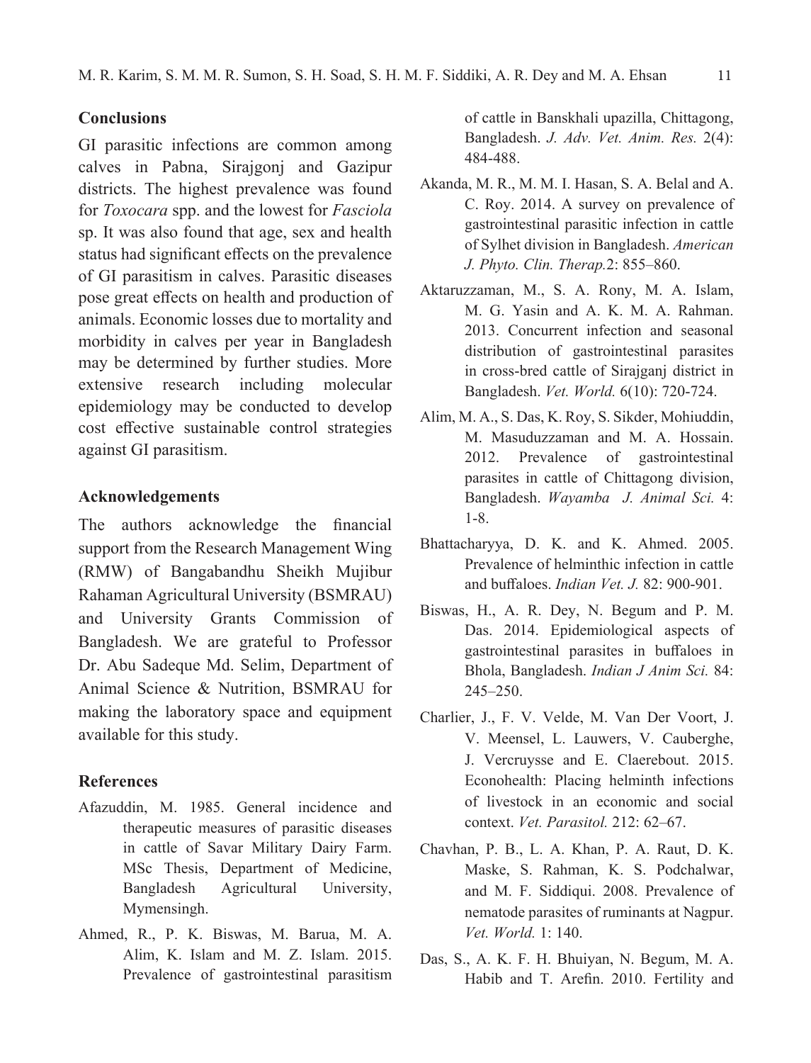## Conclusions

GI parasitic infections are common among calves in Pabna, Sirajgonj and Gazipur districts. The highest prevalence was found for *Toxocara* spp. and the lowest for *Fasciola* sp. It was also found that age, sex and health status had significant effects on the prevalence of GI parasitism in calves. Parasitic diseases pose great effects on health and production of animals. Economic losses due to mortality and morbidity in calves per year in Bangladesh may be determined by further studies. More extensive research including molecular epidemiology may be conducted to develop cost effective sustainable control strategies against GI parasitism.

## Acknowledgements

The authors acknowledge the financial support from the Research Management Wing (RMW) of Bangabandhu Sheikh Mujibur Rahaman Agricultural University (BSMRAU) and University Grants Commission of Bangladesh. We are grateful to Professor Dr. Abu Sadeque Md. Selim, Department of Animal Science & Nutrition, BSMRAU for making the laboratory space and equipment available for this study.

## References

Afazuddin, M. 1985. General incidence and therapeutic measures of parasitic diseases in cattle of Savar Military Dairy Farm. MSc Thesis, Department of Medicine, Bangladesh Agricultural University, Mymensingh.

Ahmed, R., P. K. Biswas, M. Barua, M. A. Alim, K. Islam and M. Z. Islam. 2015. Prevalence of gastrointestinal parasitism of cattle in Banskhali upazilla, Chittagong, Bangladesh. *J. Adv. Vet. Anim. Res.* 2(4): 484-488.

Akanda, M. R., M. M. I. Hasan, S. A. Belal and A. C. Roy. 2014. A survey on prevalence of gastrointestinal parasitic infection in cattle of Sylhet division in Bangladesh. *American J. Phyto. Clin. Therap.*2: 855–860.

Aktaruzzaman, M., S. A. Rony, M. A. Islam, M. G. Yasin and A. K. M. A. Rahman. 2013. Concurrent infection and seasonal distribution of gastrointestinal parasites in cross-bred cattle of Sirajganj district in Bangladesh. *Vet. World.* 6(10): 720-724.

Alim, M. A., S. Das, K. Roy, S. Sikder, Mohiuddin, M. Masuduzzaman and M. A. Hossain. 2012. Prevalence of gastrointestinal parasites in cattle of Chittagong division, Bangladesh. *Wayamba J. Animal Sci.* 4: 1-8.

Bhattacharyya, D. K. and K. Ahmed. 2005. Prevalence of helminthic infection in cattle and buffaloes. *Indian Vet. J.* 82: 900-901.

Biswas, H., A. R. Dey, N. Begum and P. M. Das. 2014. Epidemiological aspects of gastrointestinal parasites in buffaloes in Bhola, Bangladesh. *Indian J Anim Sci.* 84: 245–250.

Charlier, J., F. V. Velde, M. Van Der Voort, J. V. Meensel, L. Lauwers, V. Cauberghe, J. Vercruysse and E. Claerebout. 2015. Econohealth: Placing helminth infections of livestock in an economic and social context. *Vet. Parasitol.* 212: 62–67.

Chavhan, P. B., L. A. Khan, P. A. Raut, D. K. Maske, S. Rahman, K. S. Podchalwar, and M. F. Siddiqui. 2008. Prevalence of nematode parasites of ruminants at Nagpur. *Vet. World.* 1: 140.

Das, S., A. K. F. H. Bhuiyan, N. Begum, M. A. Habib and T. Arefin. 2010. Fertility and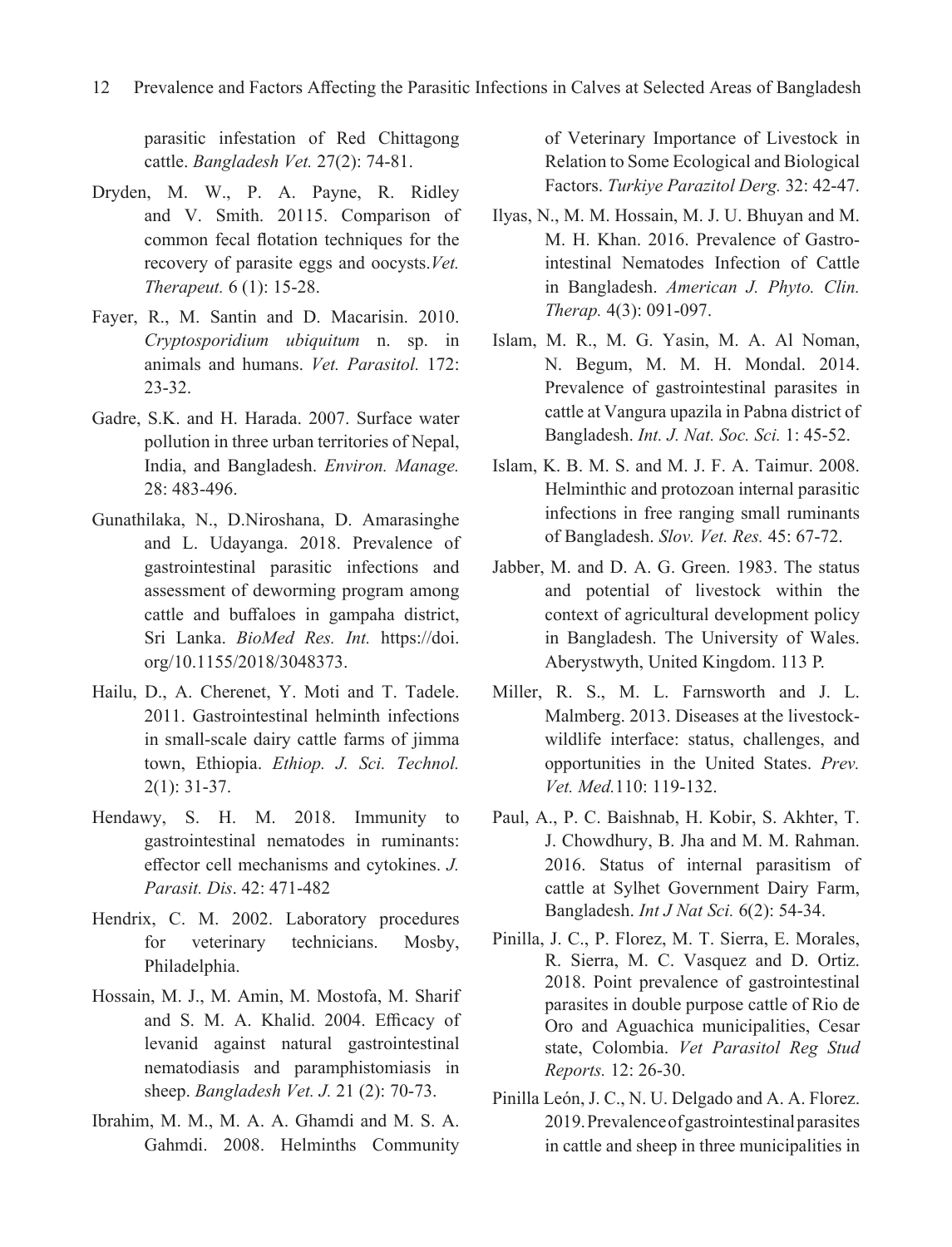parasitic infestation of Red Chittagong cattle. *Bangladesh Vet.* 27(2): 74-81.

Dryden, M. W., P. A. Payne, R. Ridley and V. Smith. 20115. Comparison of common fecal flotation techniques for the recovery of parasite eggs and oocysts.*Vet. Therapeut.* 6 (1): 15-28.

Fayer, R., M. Santin and D. Macarisin. 2010. *Cryptosporidium ubiquitum* n. sp. in animals and humans. *Vet. Parasitol.* 172: 23-32.

Gadre, S.K. and H. Harada. 2007. Surface water pollution in three urban territories of Nepal, India, and Bangladesh. *Environ. Manage.* 28: 483-496.

Gunathilaka, N., D.Niroshana, D. Amarasinghe and L. Udayanga. 2018. Prevalence of gastrointestinal parasitic infections and assessment of deworming program among cattle and buffaloes in gampaha district, Sri Lanka. *BioMed Res. Int.* https://doi.org/10.1155/2018/3048373.

Hailu, D., A. Cherenet, Y. Moti and T. Tadele. 2011. Gastrointestinal helminth infections in small-scale dairy cattle farms of jimma town, Ethiopia. *Ethiop. J. Sci. Technol.* 2(1): 31-37.

Hendawy, S. H. M. 2018. Immunity to gastrointestinal nematodes in ruminants: effector cell mechanisms and cytokines. *J. Parasit. Dis*. 42: 471-482

Hendrix, C. M. 2002. Laboratory procedures for veterinary technicians. Mosby, Philadelphia.

Hossain, M. J., M. Amin, M. Mostofa, M. Sharif and S. M. A. Khalid. 2004. Efficacy of levanid against natural gastrointestinal nematodiasis and paramphistomiasis in sheep. *Bangladesh Vet. J.* 21 (2): 70-73.

Ibrahim, M. M., M. A. A. Ghamdi and M. S. A. Gahmdi. 2008. Helminths Community of Veterinary Importance of Livestock in Relation to Some Ecological and Biological Factors. *Turkiye Parazitol Derg.* 32: 42-47.

Ilyas, N., M. M. Hossain, M. J. U. Bhuyan and M. M. H. Khan. 2016. Prevalence of Gastro-intestinal Nematodes Infection of Cattle in Bangladesh. *American J. Phyto. Clin. Therap.* 4(3): 091-097.

Islam, M. R., M. G. Yasin, M. A. Al Noman, N. Begum, M. M. H. Mondal. 2014. Prevalence of gastrointestinal parasites in cattle at Vangura upazila in Pabna district of Bangladesh. *Int. J. Nat. Soc. Sci.* 1: 45-52.

Islam, K. B. M. S. and M. J. F. A. Taimur. 2008. Helminthic and protozoan internal parasitic infections in free ranging small ruminants of Bangladesh. *Slov. Vet. Res.* 45: 67-72.

Jabber, M. and D. A. G. Green. 1983. The status and potential of livestock within the context of agricultural development policy in Bangladesh. The University of Wales. Aberystwyth, United Kingdom. 113 P.

Miller, R. S., M. L. Farnsworth and J. L. Malmberg. 2013. Diseases at the livestock-wildlife interface: status, challenges, and opportunities in the United States. *Prev. Vet. Med.*110: 119-132.

Paul, A., P. C. Baishnab, H. Kobir, S. Akhter, T. J. Chowdhury, B. Jha and M. M. Rahman. 2016. Status of internal parasitism of cattle at Sylhet Government Dairy Farm, Bangladesh. *Int J Nat Sci.* 6(2): 54-34.

Pinilla, J. C., P. Florez, M. T. Sierra, E. Morales, R. Sierra, M. C. Vasquez and D. Ortiz. 2018. Point prevalence of gastrointestinal parasites in double purpose cattle of Rio de Oro and Aguachica municipalities, Cesar state, Colombia. *Vet Parasitol Reg Stud Reports.* 12: 26-30.

Pinilla León, J. C., N. U. Delgado and A. A. Florez. 2019. Prevalence of gastrointestinal parasites in cattle and sheep in three municipalities in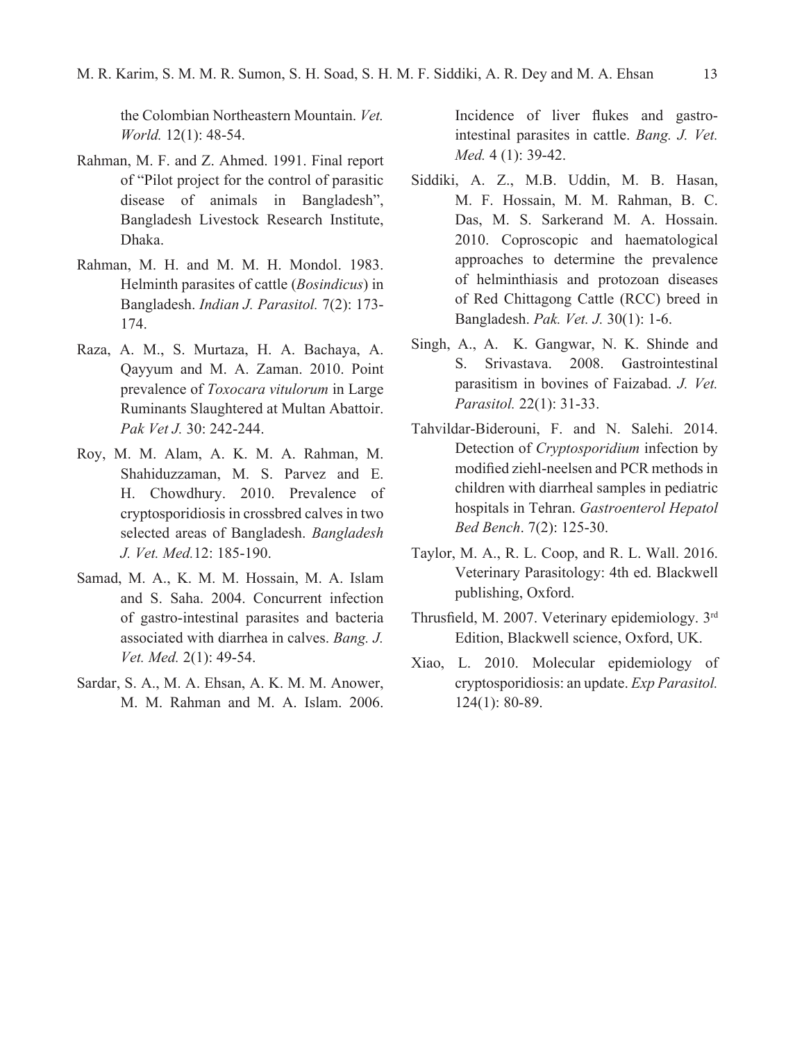the Colombian Northeastern Mountain. *Vet. World.* 12(1): 48-54.

Rahman, M. F. and Z. Ahmed. 1991. Final report of "Pilot project for the control of parasitic disease of animals in Bangladesh", Bangladesh Livestock Research Institute, Dhaka.

Rahman, M. H. and M. M. H. Mondol. 1983. Helminth parasites of cattle (*Bosindicus*) in Bangladesh. *Indian J. Parasitol.* 7(2): 173-174.

Raza, A. M., S. Murtaza, H. A. Bachaya, A. Qayyum and M. A. Zaman. 2010. Point prevalence of *Toxocara vitulorum* in Large Ruminants Slaughtered at Multan Abattoir. *Pak Vet J.* 30: 242-244.

Roy, M. M. Alam, A. K. M. A. Rahman, M. Shahiduzzaman, M. S. Parvez and E. H. Chowdhury. 2010. Prevalence of cryptosporidiosis in crossbred calves in two selected areas of Bangladesh. *Bangladesh J. Vet. Med.*12: 185-190.

Samad, M. A., K. M. M. Hossain, M. A. Islam and S. Saha. 2004. Concurrent infection of gastro-intestinal parasites and bacteria associated with diarrhea in calves. *Bang. J. Vet. Med.* 2(1): 49-54.

Sardar, S. A., M. A. Ehsan, A. K. M. M. Anower, M. M. Rahman and M. A. Islam. 2006. Incidence of liver flukes and gastro-intestinal parasites in cattle. *Bang. J. Vet. Med.* 4 (1): 39-42.

Siddiki, A. Z., M.B. Uddin, M. B. Hasan, M. F. Hossain, M. M. Rahman, B. C. Das, M. S. Sarkerand M. A. Hossain. 2010. Coproscopic and haematological approaches to determine the prevalence of helminthiasis and protozoan diseases of Red Chittagong Cattle (RCC) breed in Bangladesh. *Pak. Vet. J.* 30(1): 1-6.

Singh, A., A. K. Gangwar, N. K. Shinde and S. Srivastava. 2008. Gastrointestinal parasitism in bovines of Faizabad. *J. Vet. Parasitol.* 22(1): 31-33.

Tahvildar-Biderouni, F. and N. Salehi. 2014. Detection of *Cryptosporidium* infection by modified ziehl-neelsen and PCR methods in children with diarrheal samples in pediatric hospitals in Tehran. *Gastroenterol Hepatol Bed Bench*. 7(2): 125-30.

Taylor, M. A., R. L. Coop, and R. L. Wall. 2016. Veterinary Parasitology: 4th ed. Blackwell publishing, Oxford.

Thrusfield, M. 2007. Veterinary epidemiology. 3rd Edition, Blackwell science, Oxford, UK.

Xiao, L. 2010. Molecular epidemiology of cryptosporidiosis: an update. *Exp Parasitol.* 124(1): 80-89.